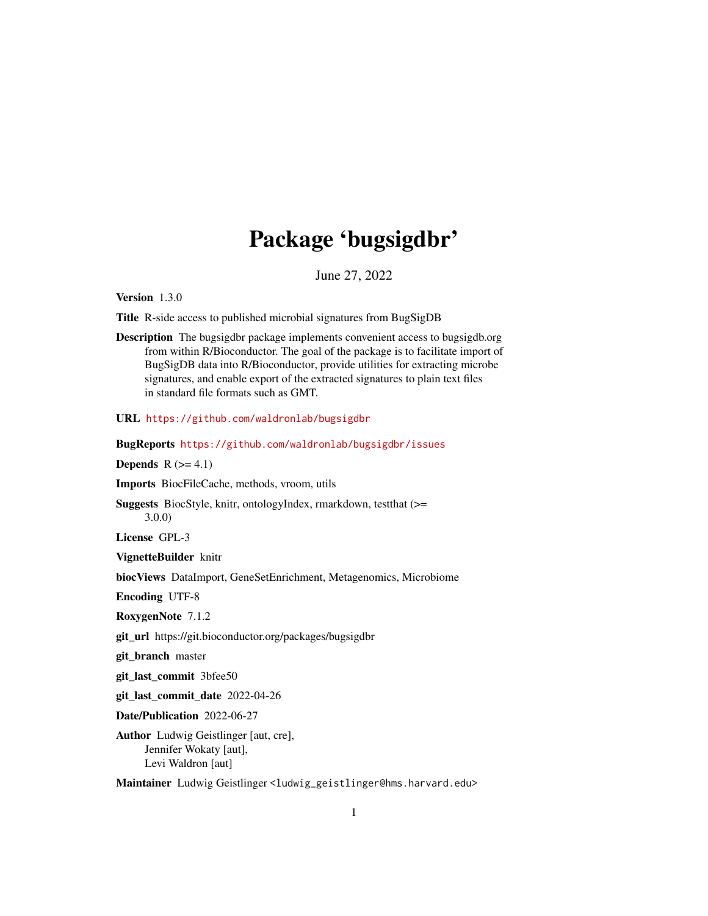# Package 'bugsigdbr'

June 27, 2022

**Version** 1.3.0

**Title** R-side access to published microbial signatures from BugSigDB

**Description** The bugsigdbr package implements convenient access to bugsigdb.org from within R/Bioconductor. The goal of the package is to facilitate import of BugSigDB data into R/Bioconductor, provide utilities for extracting microbe signatures, and enable export of the extracted signatures to plain text files in standard file formats such as GMT.

**URL** https://github.com/waldronlab/bugsigdbr

**BugReports** https://github.com/waldronlab/bugsigdbr/issues

**Depends** R (>= 4.1)

**Imports** BiocFileCache, methods, vroom, utils

**Suggests** BiocStyle, knitr, ontologyIndex, rmarkdown, testthat (>= 3.0.0)

**License** GPL-3

**VignetteBuilder** knitr

**biocViews** DataImport, GeneSetEnrichment, Metagenomics, Microbiome

**Encoding** UTF-8

**RoxygenNote** 7.1.2

**git_url** https://git.bioconductor.org/packages/bugsigdbr

**git_branch** master

**git_last_commit** 3bfee50

**git_last_commit_date** 2022-04-26

**Date/Publication** 2022-06-27

**Author** Ludwig Geistlinger [aut, cre],
Jennifer Wokaty [aut],
Levi Waldron [aut]

**Maintainer** Ludwig Geistlinger <ludwig_geistlinger@hms.harvard.edu>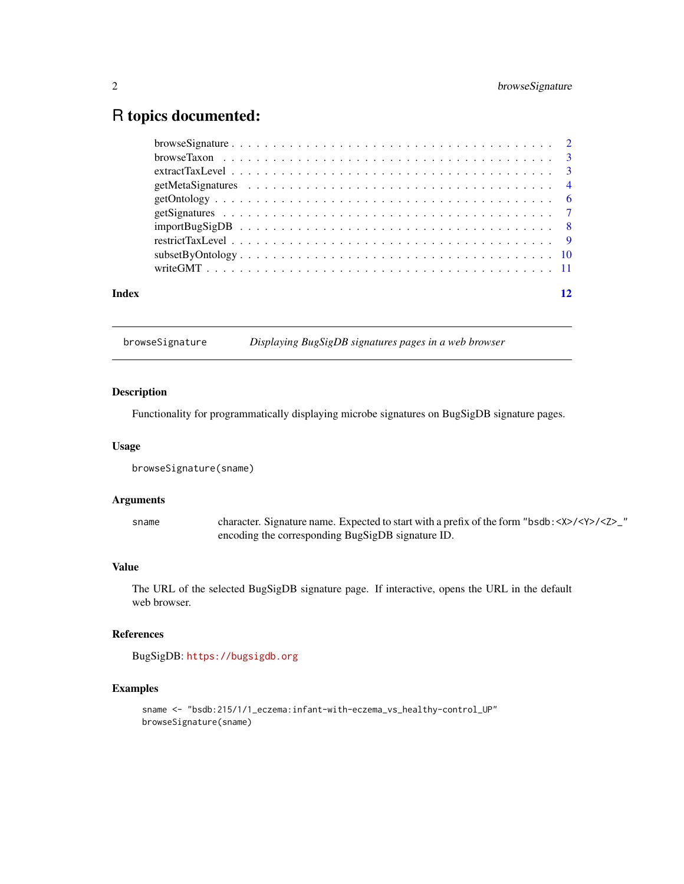# R topics documented:

| | |
|---|---|
| browseSignature | 2 |
| browseTaxon | 3 |
| extractTaxLevel | 3 |
| getMetaSignatures | 4 |
| getOntology | 6 |
| getSignatures | 7 |
| importBugSigDB | 8 |
| restrictTaxLevel | 9 |
| subsetByOntology | 10 |
| writeGMT | 11 |

**Index** 12

---

`browseSignature` *Displaying BugSigDB signatures pages in a web browser*

---

## Description

Functionality for programmatically displaying microbe signatures on BugSigDB signature pages.

## Usage

```
browseSignature(sname)
```

## Arguments

| | |
|---|---|
| `sname` | character. Signature name. Expected to start with a prefix of the form `"bsdb:<X>/<Y>/<Z>_"` encoding the corresponding BugSigDB signature ID. |

## Value

The URL of the selected BugSigDB signature page. If interactive, opens the URL in the default web browser.

## References

BugSigDB: https://bugsigdb.org

## Examples

```
sname <- "bsdb:215/1/1_eczema:infant-with-eczema_vs_healthy-control_UP"
browseSignature(sname)
```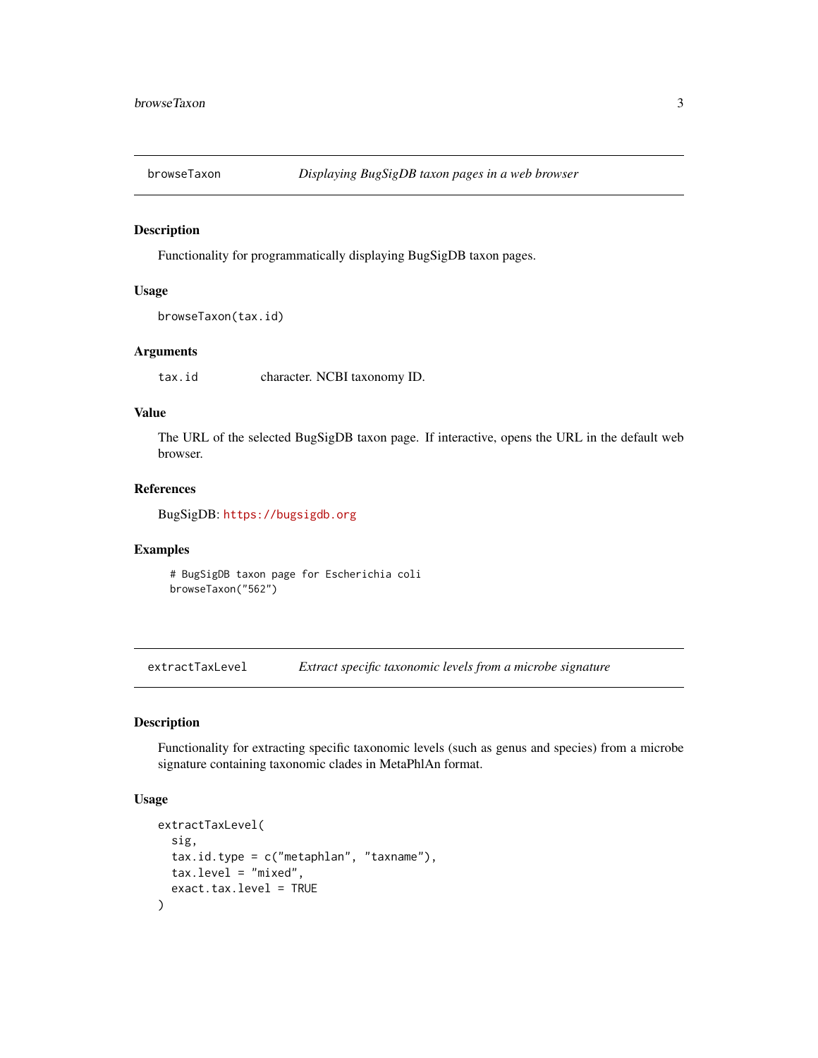## browseTaxon — *Displaying BugSigDB taxon pages in a web browser*

### Description

Functionality for programmatically displaying BugSigDB taxon pages.

### Usage

```
browseTaxon(tax.id)
```

### Arguments

| | |
|---|---|
| tax.id | character. NCBI taxonomy ID. |

### Value

The URL of the selected BugSigDB taxon page. If interactive, opens the URL in the default web browser.

### References

BugSigDB: https://bugsigdb.org

### Examples

```
# BugSigDB taxon page for Escherichia coli
browseTaxon("562")
```

## extractTaxLevel — *Extract specific taxonomic levels from a microbe signature*

### Description

Functionality for extracting specific taxonomic levels (such as genus and species) from a microbe signature containing taxonomic clades in MetaPhlAn format.

### Usage

```
extractTaxLevel(
  sig,
  tax.id.type = c("metaphlan", "taxname"),
  tax.level = "mixed",
  exact.tax.level = TRUE
)
```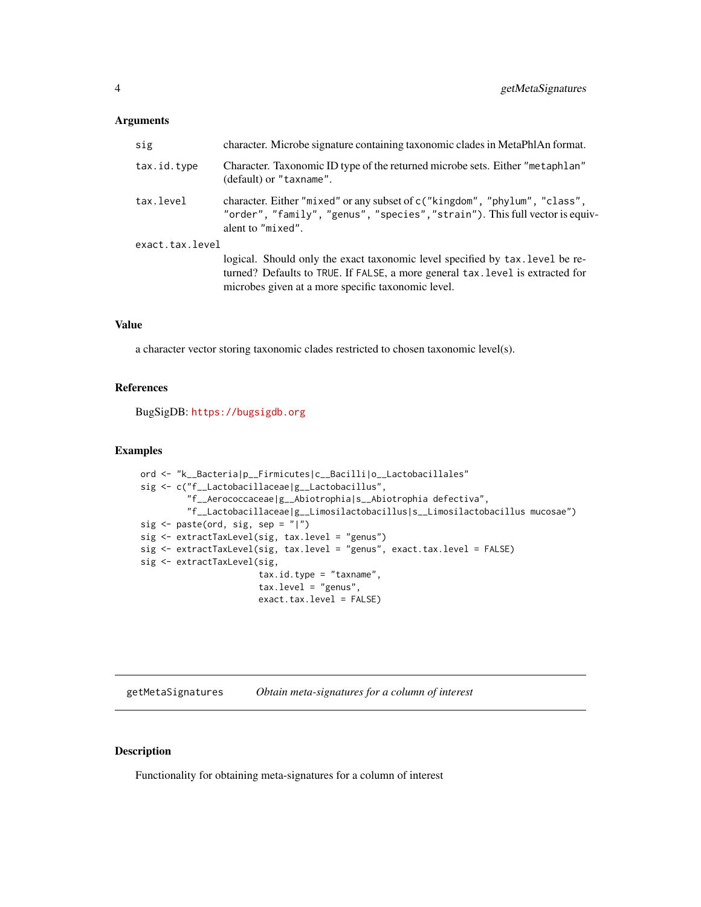### Arguments

- `sig` — character. Microbe signature containing taxonomic clades in MetaPhlAn format.
- `tax.id.type` — Character. Taxonomic ID type of the returned microbe sets. Either `"metaphlan"` (default) or `"taxname"`.
- `tax.level` — character. Either `"mixed"` or any subset of `c("kingdom", "phylum", "class", "order", "family", "genus", "species","strain")`. This full vector is equivalent to `"mixed"`.
- `exact.tax.level` — logical. Should only the exact taxonomic level specified by `tax.level` be returned? Defaults to `TRUE`. If `FALSE`, a more general `tax.level` is extracted for microbes given at a more specific taxonomic level.

### Value

a character vector storing taxonomic clades restricted to chosen taxonomic level(s).

### References

BugSigDB: https://bugsigdb.org

### Examples

```
ord <- "k__Bacteria|p__Firmicutes|c__Bacilli|o__Lactobacillales"
sig <- c("f__Lactobacillaceae|g__Lactobacillus",
         "f__Aerococcaceae|g__Abiotrophia|s__Abiotrophia defectiva",
         "f__Lactobacillaceae|g__Limosilactobacillus|s__Limosilactobacillus mucosae")
sig <- paste(ord, sig, sep = "|")
sig <- extractTaxLevel(sig, tax.level = "genus")
sig <- extractTaxLevel(sig, tax.level = "genus", exact.tax.level = FALSE)
sig <- extractTaxLevel(sig,
                       tax.id.type = "taxname",
                       tax.level = "genus",
                       exact.tax.level = FALSE)
```

---

## getMetaSignatures — *Obtain meta-signatures for a column of interest*

### Description

Functionality for obtaining meta-signatures for a column of interest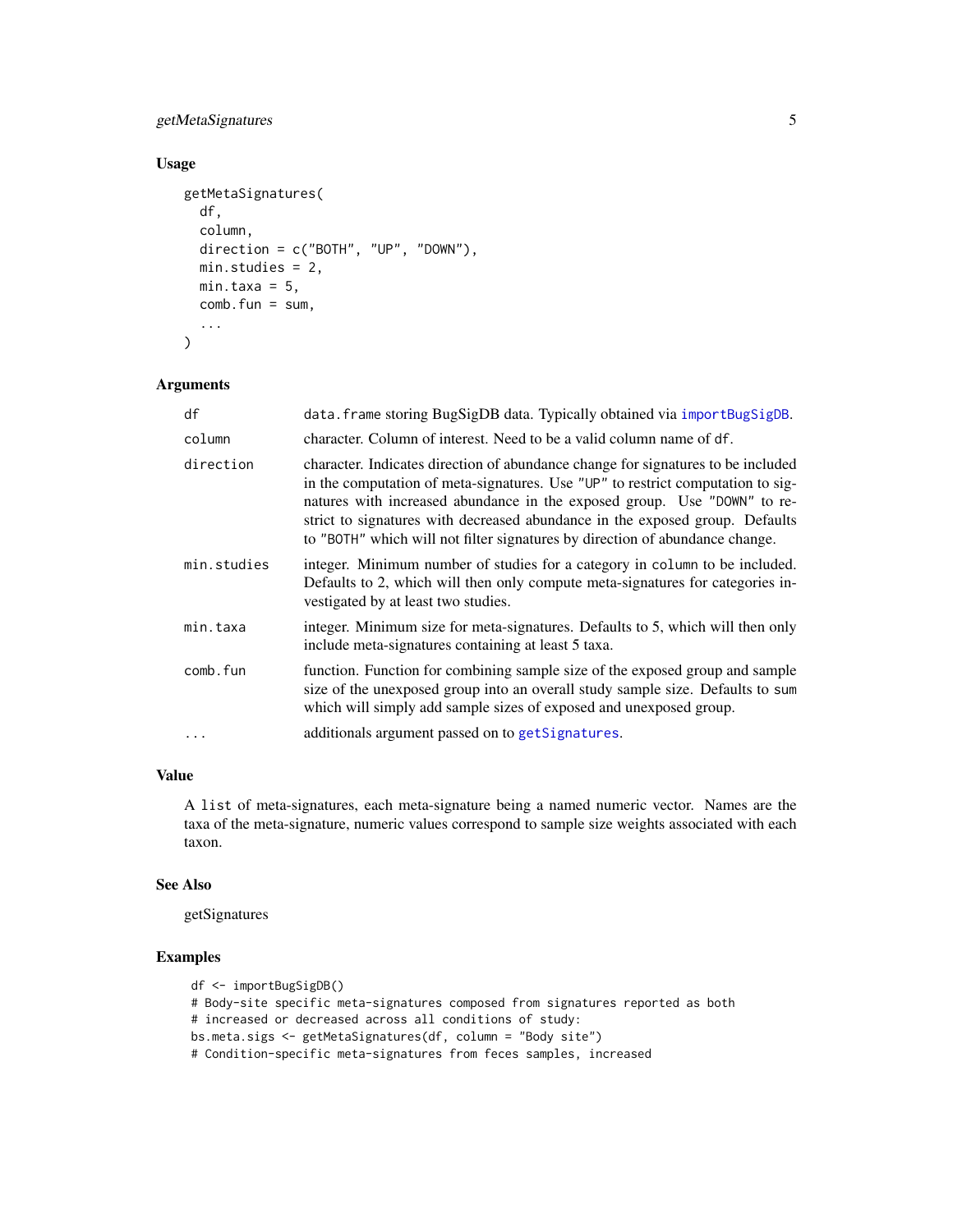## Usage

```
getMetaSignatures(
  df,
  column,
  direction = c("BOTH", "UP", "DOWN"),
  min.studies = 2,
  min.taxa = 5,
  comb.fun = sum,
  ...
)
```

## Arguments

| | |
|---|---|
| df | `data.frame` storing BugSigDB data. Typically obtained via `importBugSigDB`. |
| column | character. Column of interest. Need to be a valid column name of `df`. |
| direction | character. Indicates direction of abundance change for signatures to be included in the computation of meta-signatures. Use `"UP"` to restrict computation to signatures with increased abundance in the exposed group. Use `"DOWN"` to restrict to signatures with decreased abundance in the exposed group. Defaults to `"BOTH"` which will not filter signatures by direction of abundance change. |
| min.studies | integer. Minimum number of studies for a category in `column` to be included. Defaults to 2, which will then only compute meta-signatures for categories investigated by at least two studies. |
| min.taxa | integer. Minimum size for meta-signatures. Defaults to 5, which will then only include meta-signatures containing at least 5 taxa. |
| comb.fun | function. Function for combining sample size of the exposed group and sample size of the unexposed group into an overall study sample size. Defaults to `sum` which will simply add sample sizes of exposed and unexposed group. |
| ... | additionals argument passed on to `getSignatures`. |

## Value

A `list` of meta-signatures, each meta-signature being a named numeric vector. Names are the taxa of the meta-signature, numeric values correspond to sample size weights associated with each taxon.

## See Also

getSignatures

## Examples

```
df <- importBugSigDB()
# Body-site specific meta-signatures composed from signatures reported as both
# increased or decreased across all conditions of study:
bs.meta.sigs <- getMetaSignatures(df, column = "Body site")
# Condition-specific meta-signatures from feces samples, increased
```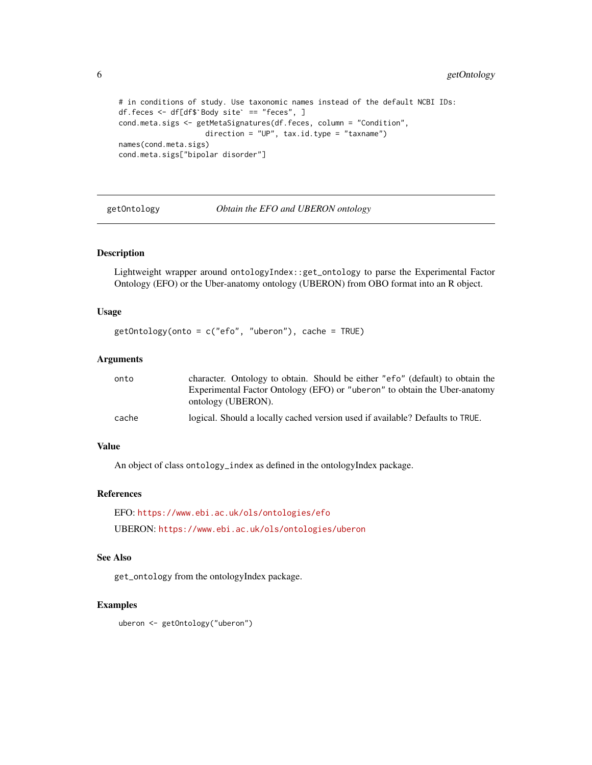```
# in conditions of study. Use taxonomic names instead of the default NCBI IDs:
df.feces <- df[df$`Body site` == "feces", ]
cond.meta.sigs <- getMetaSignatures(df.feces, column = "Condition",
                    direction = "UP", tax.id.type = "taxname")
names(cond.meta.sigs)
cond.meta.sigs["bipolar disorder"]
```

---

## getOntology — *Obtain the EFO and UBERON ontology*

---

### Description

Lightweight wrapper around `ontologyIndex::get_ontology` to parse the Experimental Factor Ontology (EFO) or the Uber-anatomy ontology (UBERON) from OBO format into an R object.

### Usage

```
getOntology(onto = c("efo", "uberon"), cache = TRUE)
```

### Arguments

| | |
|---|---|
| onto | character. Ontology to obtain. Should be either `"efo"` (default) to obtain the Experimental Factor Ontology (EFO) or `"uberon"` to obtain the Uber-anatomy ontology (UBERON). |
| cache | logical. Should a locally cached version used if available? Defaults to `TRUE`. |

### Value

An object of class `ontology_index` as defined in the ontologyIndex package.

### References

EFO: https://www.ebi.ac.uk/ols/ontologies/efo

UBERON: https://www.ebi.ac.uk/ols/ontologies/uberon

### See Also

`get_ontology` from the ontologyIndex package.

### Examples

```
uberon <- getOntology("uberon")
```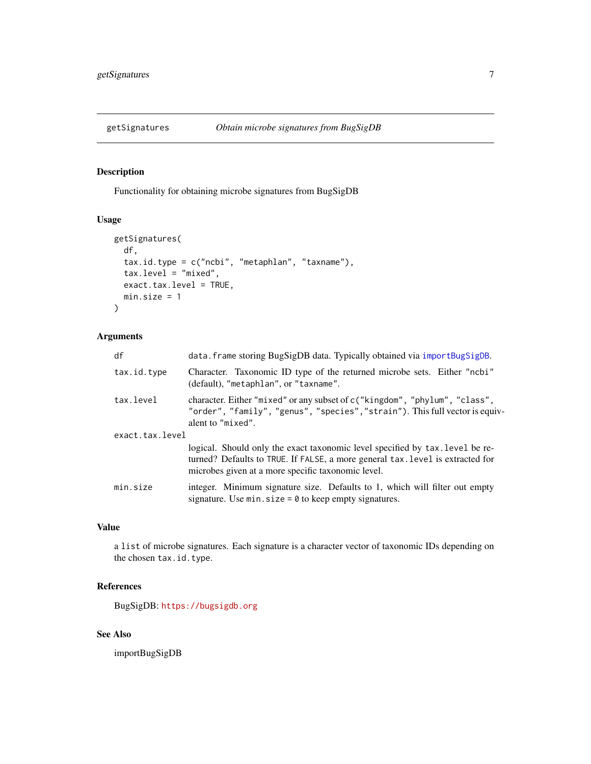## getSignatures *Obtain microbe signatures from BugSigDB*

### Description

Functionality for obtaining microbe signatures from BugSigDB

### Usage

```
getSignatures(
  df,
  tax.id.type = c("ncbi", "metaphlan", "taxname"),
  tax.level = "mixed",
  exact.tax.level = TRUE,
  min.size = 1
)
```

### Arguments

| | |
|---|---|
| `df` | `data.frame` storing BugSigDB data. Typically obtained via `importBugSigDB`. |
| `tax.id.type` | Character. Taxonomic ID type of the returned microbe sets. Either `"ncbi"` (default), `"metaphlan"`, or `"taxname"`. |
| `tax.level` | character. Either `"mixed"` or any subset of `c("kingdom", "phylum", "class", "order", "family", "genus", "species","strain")`. This full vector is equivalent to `"mixed"`. |
| `exact.tax.level` | logical. Should only the exact taxonomic level specified by `tax.level` be returned? Defaults to `TRUE`. If `FALSE`, a more general `tax.level` is extracted for microbes given at a more specific taxonomic level. |
| `min.size` | integer. Minimum signature size. Defaults to 1, which will filter out empty signature. Use `min.size = 0` to keep empty signatures. |

### Value

a `list` of microbe signatures. Each signature is a character vector of taxonomic IDs depending on the chosen `tax.id.type`.

### References

BugSigDB: https://bugsigdb.org

### See Also

importBugSigDB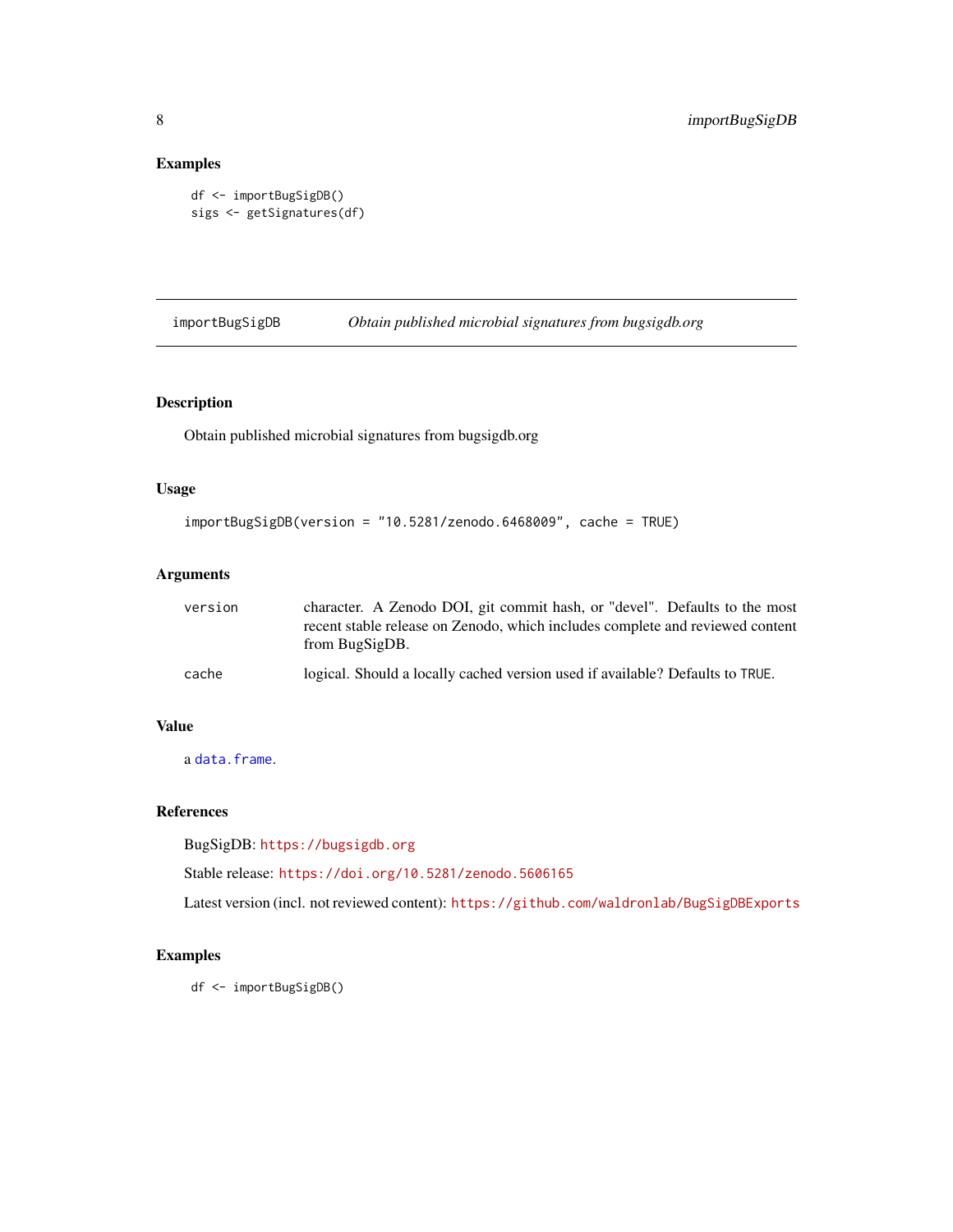## Examples

```
df <- importBugSigDB()
sigs <- getSignatures(df)
```

---

## importBugSigDB — *Obtain published microbial signatures from bugsigdb.org*

---

### Description

Obtain published microbial signatures from bugsigdb.org

### Usage

```
importBugSigDB(version = "10.5281/zenodo.6468009", cache = TRUE)
```

### Arguments

| | |
|---|---|
| `version` | character. A Zenodo DOI, git commit hash, or "devel". Defaults to the most recent stable release on Zenodo, which includes complete and reviewed content from BugSigDB. |
| `cache` | logical. Should a locally cached version used if available? Defaults to `TRUE`. |

### Value

a `data.frame`.

### References

BugSigDB: `https://bugsigdb.org`

Stable release: `https://doi.org/10.5281/zenodo.5606165`

Latest version (incl. not reviewed content): `https://github.com/waldronlab/BugSigDBExports`

### Examples

```
df <- importBugSigDB()
```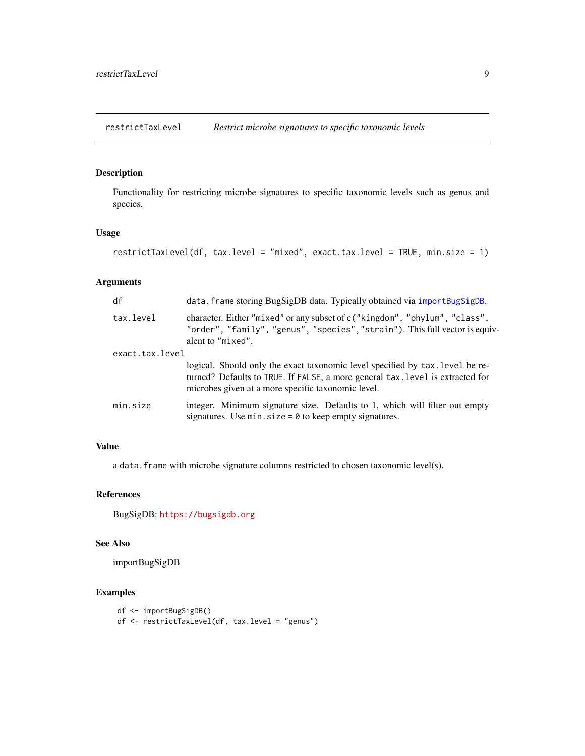## restrictTaxLevel — *Restrict microbe signatures to specific taxonomic levels*

### Description

Functionality for restricting microbe signatures to specific taxonomic levels such as genus and species.

### Usage

```
restrictTaxLevel(df, tax.level = "mixed", exact.tax.level = TRUE, min.size = 1)
```

### Arguments

| Argument | Description |
| --- | --- |
| `df` | `data.frame` storing BugSigDB data. Typically obtained via `importBugSigDB`. |
| `tax.level` | character. Either `"mixed"` or any subset of `c("kingdom", "phylum", "class", "order", "family", "genus", "species","strain")`. This full vector is equivalent to `"mixed"`. |
| `exact.tax.level` | logical. Should only the exact taxonomic level specified by `tax.level` be returned? Defaults to `TRUE`. If `FALSE`, a more general `tax.level` is extracted for microbes given at a more specific taxonomic level. |
| `min.size` | integer. Minimum signature size. Defaults to 1, which will filter out empty signatures. Use `min.size = 0` to keep empty signatures. |

### Value

a `data.frame` with microbe signature columns restricted to chosen taxonomic level(s).

### References

BugSigDB: https://bugsigdb.org

### See Also

importBugSigDB

### Examples

```
df <- importBugSigDB()
df <- restrictTaxLevel(df, tax.level = "genus")
```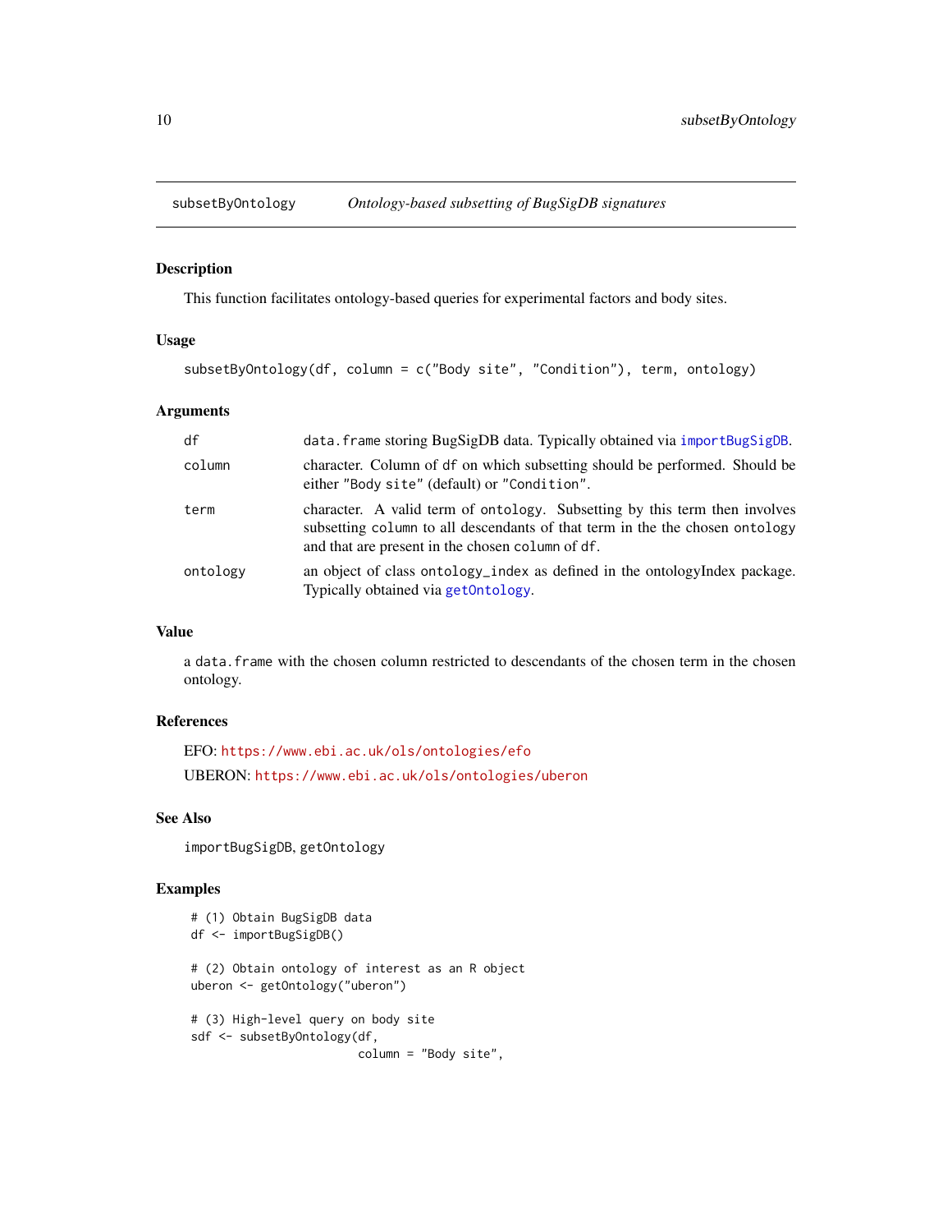## subsetByOntology — *Ontology-based subsetting of BugSigDB signatures*

### Description

This function facilitates ontology-based queries for experimental factors and body sites.

### Usage

```
subsetByOntology(df, column = c("Body site", "Condition"), term, ontology)
```

### Arguments

| | |
|---|---|
| `df` | `data.frame` storing BugSigDB data. Typically obtained via `importBugSigDB`. |
| `column` | character. Column of `df` on which subsetting should be performed. Should be either `"Body site"` (default) or `"Condition"`. |
| `term` | character. A valid term of `ontology`. Subsetting by this term then involves subsetting `column` to all descendants of that term in the the chosen `ontology` and that are present in the chosen `column` of `df`. |
| `ontology` | an object of class `ontology_index` as defined in the ontologyIndex package. Typically obtained via `getOntology`. |

### Value

a `data.frame` with the chosen column restricted to descendants of the chosen term in the chosen ontology.

### References

EFO: https://www.ebi.ac.uk/ols/ontologies/efo

UBERON: https://www.ebi.ac.uk/ols/ontologies/uberon

### See Also

`importBugSigDB`, `getOntology`

### Examples

```
# (1) Obtain BugSigDB data
df <- importBugSigDB()

# (2) Obtain ontology of interest as an R object
uberon <- getOntology("uberon")

# (3) High-level query on body site
sdf <- subsetByOntology(df,
                        column = "Body site",
```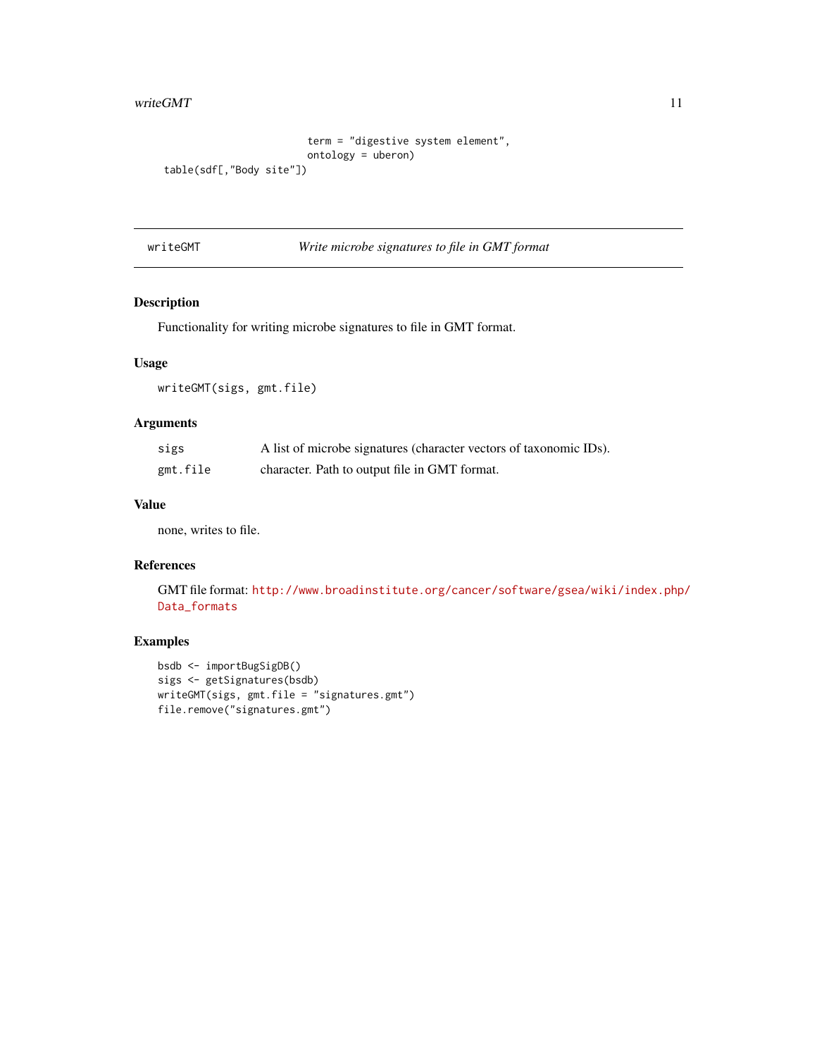```
                        term = "digestive system element",
                        ontology = uberon)
table(sdf[,"Body site"])
```

---

## writeGMT — *Write microbe signatures to file in GMT format*

---

### Description

Functionality for writing microbe signatures to file in GMT format.

### Usage

```
writeGMT(sigs, gmt.file)
```

### Arguments

| | |
|---|---|
| sigs | A list of microbe signatures (character vectors of taxonomic IDs). |
| gmt.file | character. Path to output file in GMT format. |

### Value

none, writes to file.

### References

GMT file format: http://www.broadinstitute.org/cancer/software/gsea/wiki/index.php/Data_formats

### Examples

```
bsdb <- importBugSigDB()
sigs <- getSignatures(bsdb)
writeGMT(sigs, gmt.file = "signatures.gmt")
file.remove("signatures.gmt")
```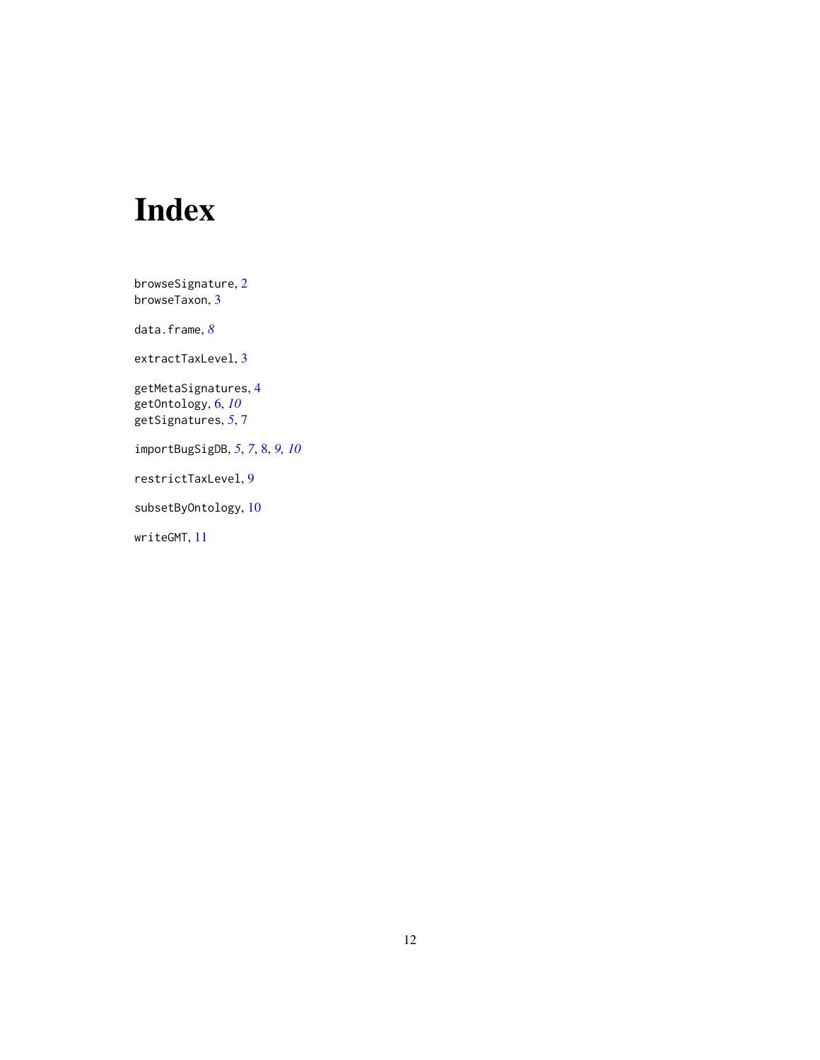# Index

browseSignature, 2
browseTaxon, 3

data.frame, *8*

extractTaxLevel, 3

getMetaSignatures, 4
getOntology, 6, *10*
getSignatures, *5*, 7

importBugSigDB, *5*, *7*, 8, *9, 10*

restrictTaxLevel, 9

subsetByOntology, 10

writeGMT, 11